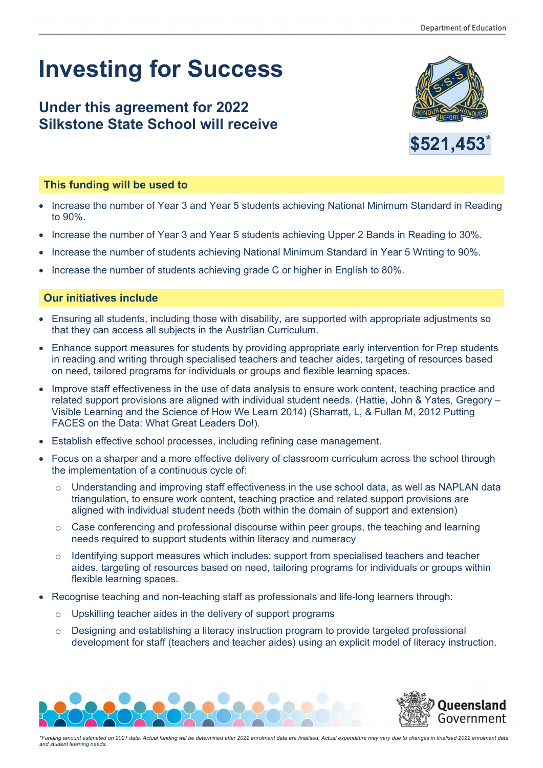# Investing for Success

## Under this agreement for 2022 Silkstone State School will receive

**$521,453***

### This funding will be used to

- Increase the number of Year 3 and Year 5 students achieving National Minimum Standard in Reading to 90%.
- Increase the number of Year 3 and Year 5 students achieving Upper 2 Bands in Reading to 30%.
- Increase the number of students achieving National Minimum Standard in Year 5 Writing to 90%.
- Increase the number of students achieving grade C or higher in English to 80%.

### Our initiatives include

- Ensuring all students, including those with disability, are supported with appropriate adjustments so that they can access all subjects in the Austrlian Curriculum.
- Enhance support measures for students by providing appropriate early intervention for Prep students in reading and writing through specialised teachers and teacher aides, targeting of resources based on need, tailored programs for individuals or groups and flexible learning spaces.
- Improve staff effectiveness in the use of data analysis to ensure work content, teaching practice and related support provisions are aligned with individual student needs. (Hattie, John & Yates, Gregory – Visible Learning and the Science of How We Learn 2014) (Sharratt, L, & Fullan M, 2012 Putting FACES on the Data: What Great Leaders Do!).
- Establish effective school processes, including refining case management.
- Focus on a sharper and a more effective delivery of classroom curriculum across the school through the implementation of a continuous cycle of:
  - Understanding and improving staff effectiveness in the use school data, as well as NAPLAN data triangulation, to ensure work content, teaching practice and related support provisions are aligned with individual student needs (both within the domain of support and extension)
  - Case conferencing and professional discourse within peer groups, the teaching and learning needs required to support students within literacy and numeracy
  - Identifying support measures which includes: support from specialised teachers and teacher aides, targeting of resources based on need, tailoring programs for individuals or groups within flexible learning spaces.
- Recognise teaching and non-teaching staff as professionals and life-long learners through:
  - Upskilling teacher aides in the delivery of support programs
  - Designing and establishing a literacy instruction program to provide targeted professional development for staff (teachers and teacher aides) using an explicit model of literacy instruction.

*\*Funding amount estimated on 2021 data. Actual funding will be determined after 2022 enrolment data are finalised. Actual expenditure may vary due to changes in finalised 2022 enrolment data and student learning needs.*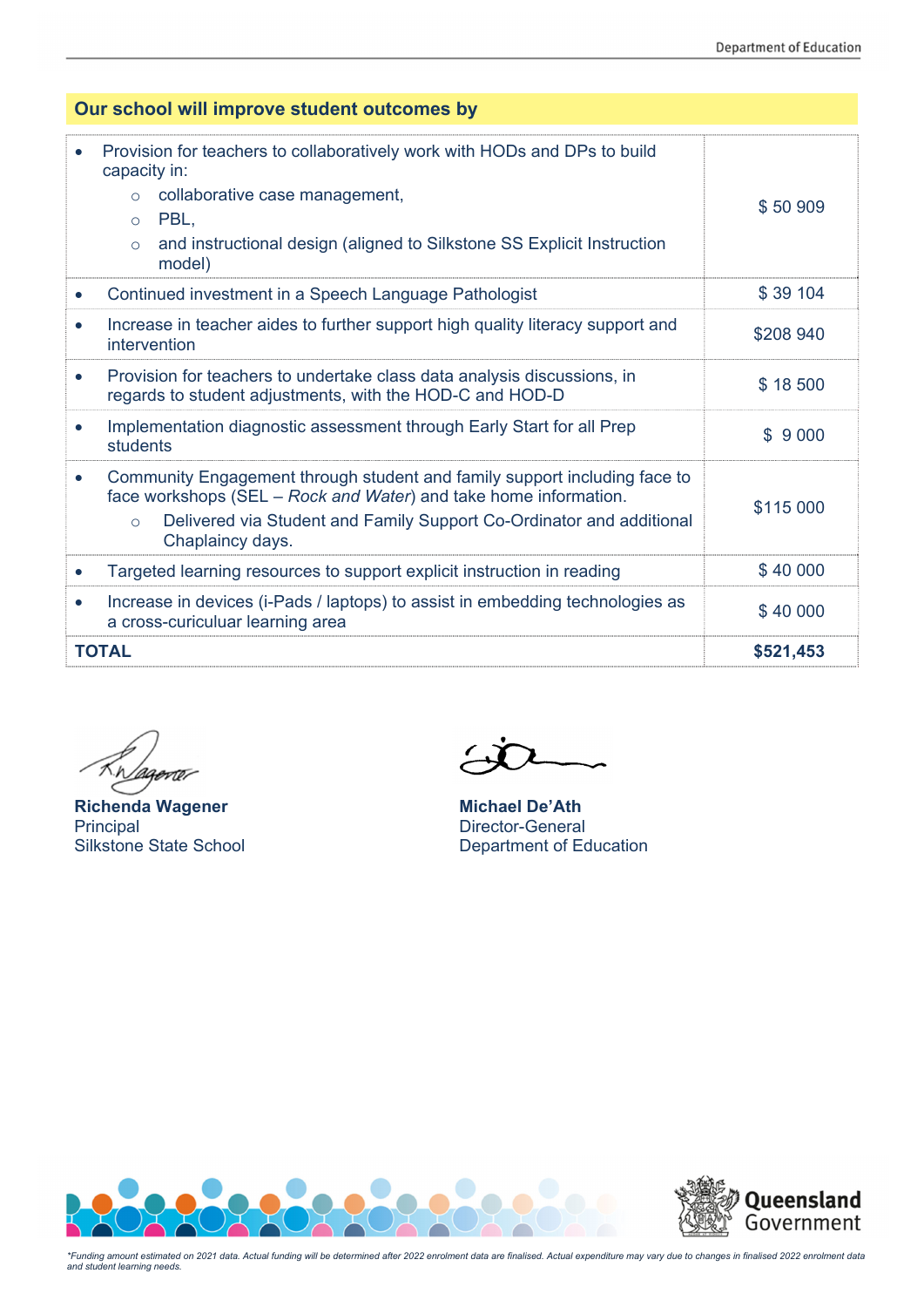## Our school will improve student outcomes by

| | |
|---|---|
| • Provision for teachers to collaboratively work with HODs and DPs to build capacity in:<br>○ collaborative case management,<br>○ PBL,<br>○ and instructional design (aligned to Silkstone SS Explicit Instruction model) | $ 50 909 |
| • Continued investment in a Speech Language Pathologist | $ 39 104 |
| • Increase in teacher aides to further support high quality literacy support and intervention | $208 940 |
| • Provision for teachers to undertake class data analysis discussions, in regards to student adjustments, with the HOD-C and HOD-D | $ 18 500 |
| • Implementation diagnostic assessment through Early Start for all Prep students | $ 9 000 |
| • Community Engagement through student and family support including face to face workshops (SEL – *Rock and Water*) and take home information.<br>○ Delivered via Student and Family Support Co-Ordinator and additional Chaplaincy days. | $115 000 |
| • Targeted learning resources to support explicit instruction in reading | $ 40 000 |
| • Increase in devices (i-Pads / laptops) to assist in embedding technologies as a cross-curiculuar learning area | $ 40 000 |
| **TOTAL** | **$521,453** |

**Richenda Wagener**
Principal
Silkstone State School

**Michael De'Ath**
Director-General
Department of Education

*\*Funding amount estimated on 2021 data. Actual funding will be determined after 2022 enrolment data are finalised. Actual expenditure may vary due to changes in finalised 2022 enrolment data and student learning needs.*